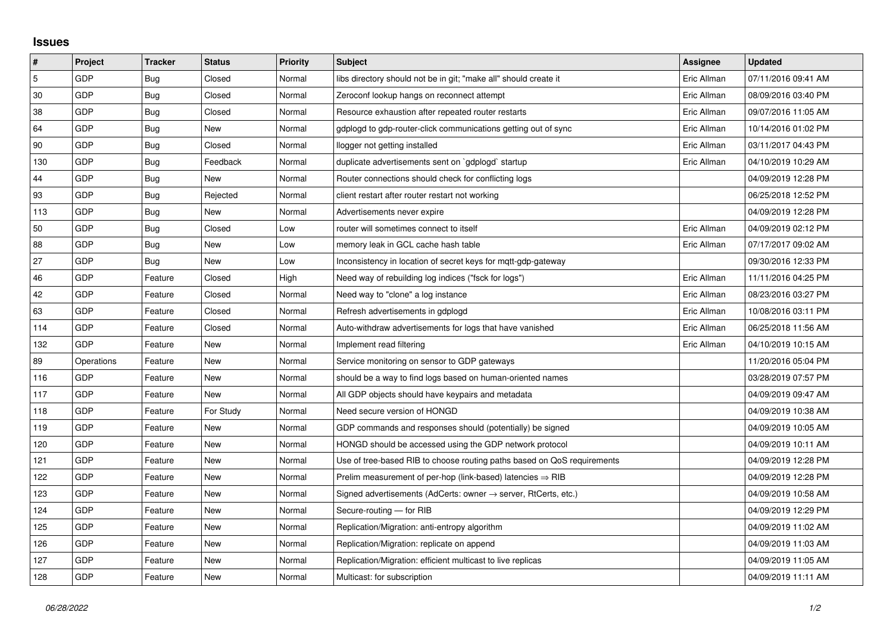## Issues

| # | Project | Tracker | Status | Priority | Subject | Assignee | Updated |
|---|---|---|---|---|---|---|---|
| 5 | GDP | Bug | Closed | Normal | libs directory should not be in git; "make all" should create it | Eric Allman | 07/11/2016 09:41 AM |
| 30 | GDP | Bug | Closed | Normal | Zeroconf lookup hangs on reconnect attempt | Eric Allman | 08/09/2016 03:40 PM |
| 38 | GDP | Bug | Closed | Normal | Resource exhaustion after repeated router restarts | Eric Allman | 09/07/2016 11:05 AM |
| 64 | GDP | Bug | New | Normal | gdplogd to gdp-router-click communications getting out of sync | Eric Allman | 10/14/2016 01:02 PM |
| 90 | GDP | Bug | Closed | Normal | llogger not getting installed | Eric Allman | 03/11/2017 04:43 PM |
| 130 | GDP | Bug | Feedback | Normal | duplicate advertisements sent on `gdplogd` startup | Eric Allman | 04/10/2019 10:29 AM |
| 44 | GDP | Bug | New | Normal | Router connections should check for conflicting logs | | 04/09/2019 12:28 PM |
| 93 | GDP | Bug | Rejected | Normal | client restart after router restart not working | | 06/25/2018 12:52 PM |
| 113 | GDP | Bug | New | Normal | Advertisements never expire | | 04/09/2019 12:28 PM |
| 50 | GDP | Bug | Closed | Low | router will sometimes connect to itself | Eric Allman | 04/09/2019 02:12 PM |
| 88 | GDP | Bug | New | Low | memory leak in GCL cache hash table | Eric Allman | 07/17/2017 09:02 AM |
| 27 | GDP | Bug | New | Low | Inconsistency in location of secret keys for mqtt-gdp-gateway | | 09/30/2016 12:33 PM |
| 46 | GDP | Feature | Closed | High | Need way of rebuilding log indices ("fsck for logs") | Eric Allman | 11/11/2016 04:25 PM |
| 42 | GDP | Feature | Closed | Normal | Need way to "clone" a log instance | Eric Allman | 08/23/2016 03:27 PM |
| 63 | GDP | Feature | Closed | Normal | Refresh advertisements in gdplogd | Eric Allman | 10/08/2016 03:11 PM |
| 114 | GDP | Feature | Closed | Normal | Auto-withdraw advertisements for logs that have vanished | Eric Allman | 06/25/2018 11:56 AM |
| 132 | GDP | Feature | New | Normal | Implement read filtering | Eric Allman | 04/10/2019 10:15 AM |
| 89 | Operations | Feature | New | Normal | Service monitoring on sensor to GDP gateways | | 11/20/2016 05:04 PM |
| 116 | GDP | Feature | New | Normal | should be a way to find logs based on human-oriented names | | 03/28/2019 07:57 PM |
| 117 | GDP | Feature | New | Normal | All GDP objects should have keypairs and metadata | | 04/09/2019 09:47 AM |
| 118 | GDP | Feature | For Study | Normal | Need secure version of HONGD | | 04/09/2019 10:38 AM |
| 119 | GDP | Feature | New | Normal | GDP commands and responses should (potentially) be signed | | 04/09/2019 10:05 AM |
| 120 | GDP | Feature | New | Normal | HONGD should be accessed using the GDP network protocol | | 04/09/2019 10:11 AM |
| 121 | GDP | Feature | New | Normal | Use of tree-based RIB to choose routing paths based on QoS requirements | | 04/09/2019 12:28 PM |
| 122 | GDP | Feature | New | Normal | Prelim measurement of per-hop (link-based) latencies ⇒ RIB | | 04/09/2019 12:28 PM |
| 123 | GDP | Feature | New | Normal | Signed advertisements (AdCerts: owner → server, RtCerts, etc.) | | 04/09/2019 10:58 AM |
| 124 | GDP | Feature | New | Normal | Secure-routing — for RIB | | 04/09/2019 12:29 PM |
| 125 | GDP | Feature | New | Normal | Replication/Migration: anti-entropy algorithm | | 04/09/2019 11:02 AM |
| 126 | GDP | Feature | New | Normal | Replication/Migration: replicate on append | | 04/09/2019 11:03 AM |
| 127 | GDP | Feature | New | Normal | Replication/Migration: efficient multicast to live replicas | | 04/09/2019 11:05 AM |
| 128 | GDP | Feature | New | Normal | Multicast: for subscription | | 04/09/2019 11:11 AM |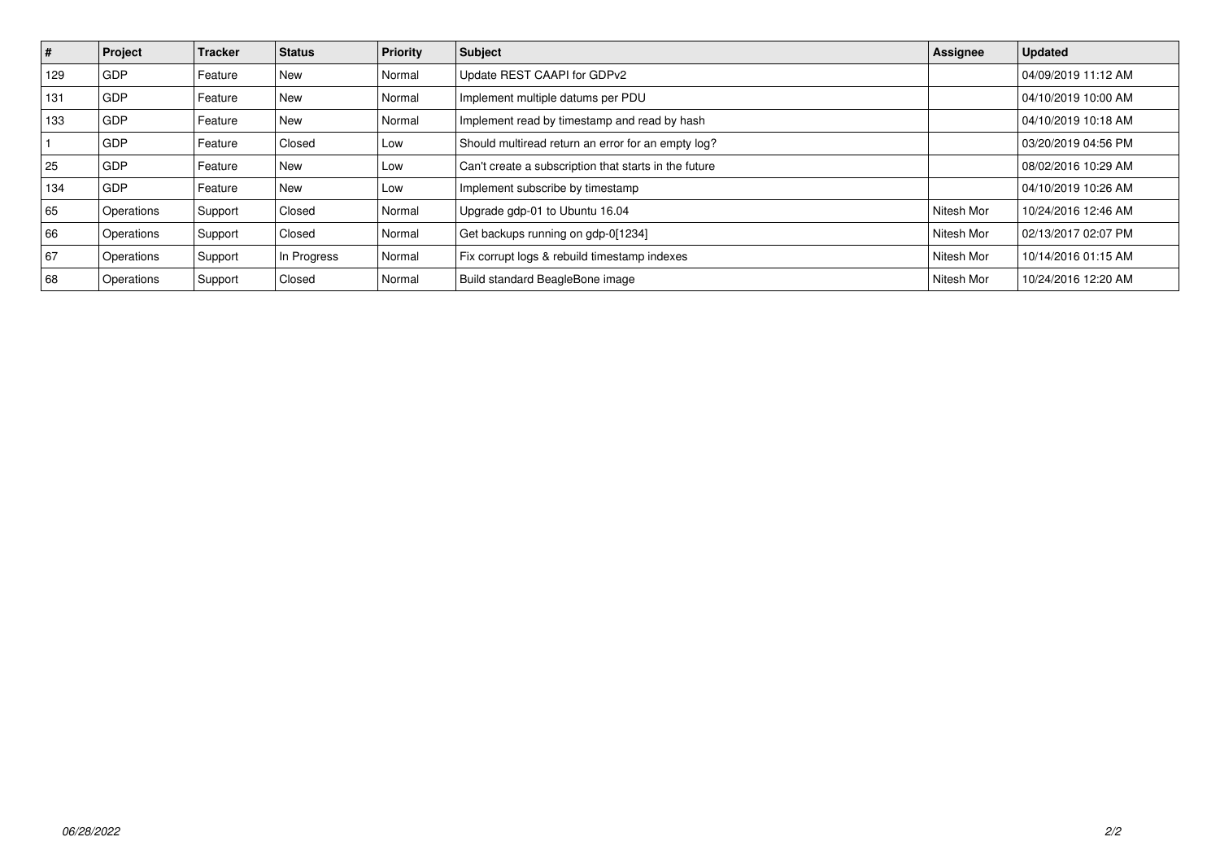| # | Project | Tracker | Status | Priority | Subject | Assignee | Updated |
|---|---|---|---|---|---|---|---|
| 129 | GDP | Feature | New | Normal | Update REST CAAPI for GDPv2 | | 04/09/2019 11:12 AM |
| 131 | GDP | Feature | New | Normal | Implement multiple datums per PDU | | 04/10/2019 10:00 AM |
| 133 | GDP | Feature | New | Normal | Implement read by timestamp and read by hash | | 04/10/2019 10:18 AM |
| 1 | GDP | Feature | Closed | Low | Should multiread return an error for an empty log? | | 03/20/2019 04:56 PM |
| 25 | GDP | Feature | New | Low | Can't create a subscription that starts in the future | | 08/02/2016 10:29 AM |
| 134 | GDP | Feature | New | Low | Implement subscribe by timestamp | | 04/10/2019 10:26 AM |
| 65 | Operations | Support | Closed | Normal | Upgrade gdp-01 to Ubuntu 16.04 | Nitesh Mor | 10/24/2016 12:46 AM |
| 66 | Operations | Support | Closed | Normal | Get backups running on gdp-0[1234] | Nitesh Mor | 02/13/2017 02:07 PM |
| 67 | Operations | Support | In Progress | Normal | Fix corrupt logs & rebuild timestamp indexes | Nitesh Mor | 10/14/2016 01:15 AM |
| 68 | Operations | Support | Closed | Normal | Build standard BeagleBone image | Nitesh Mor | 10/24/2016 12:20 AM |